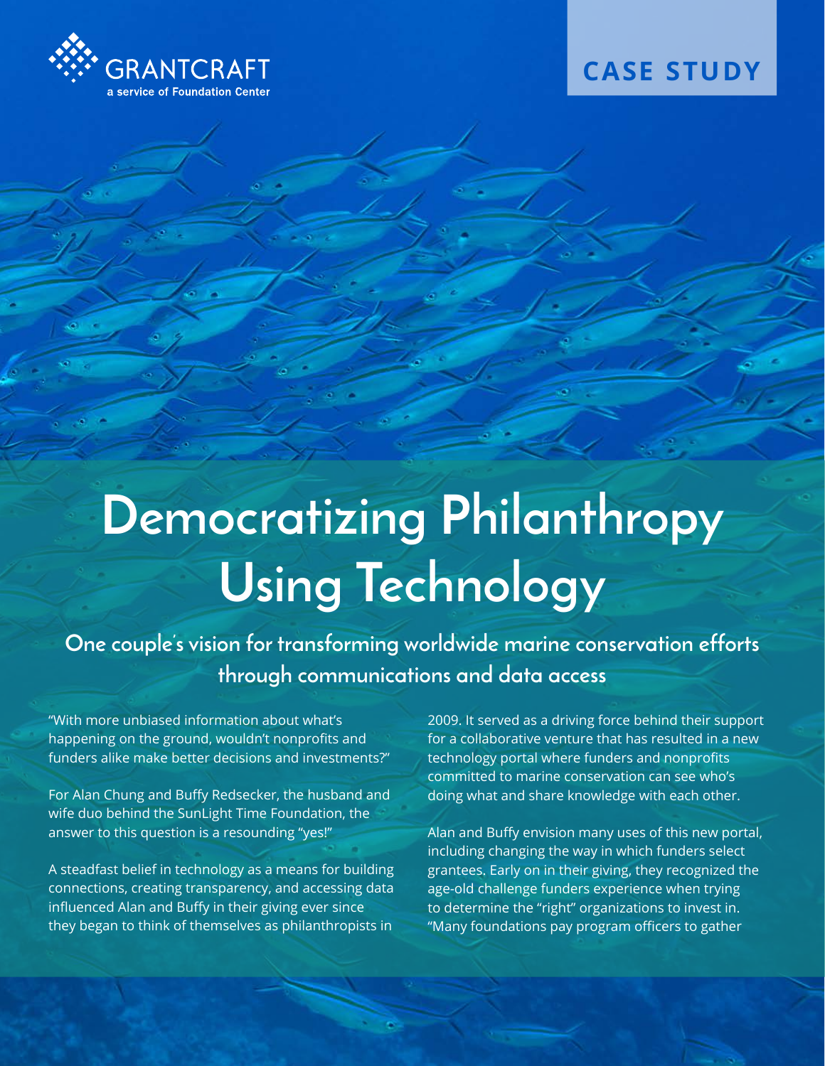GRANTCRAFT
a service of Foundation Center

CASE STUDY

# Democratizing Philanthropy Using Technology

## One couple's vision for transforming worldwide marine conservation efforts through communications and data access

"With more unbiased information about what's happening on the ground, wouldn't nonprofits and funders alike make better decisions and investments?"

For Alan Chung and Buffy Redsecker, the husband and wife duo behind the SunLight Time Foundation, the answer to this question is a resounding "yes!"

A steadfast belief in technology as a means for building connections, creating transparency, and accessing data influenced Alan and Buffy in their giving ever since they began to think of themselves as philanthropists in 2009. It served as a driving force behind their support for a collaborative venture that has resulted in a new technology portal where funders and nonprofits committed to marine conservation can see who's doing what and share knowledge with each other.

Alan and Buffy envision many uses of this new portal, including changing the way in which funders select grantees. Early on in their giving, they recognized the age-old challenge funders experience when trying to determine the "right" organizations to invest in. "Many foundations pay program officers to gather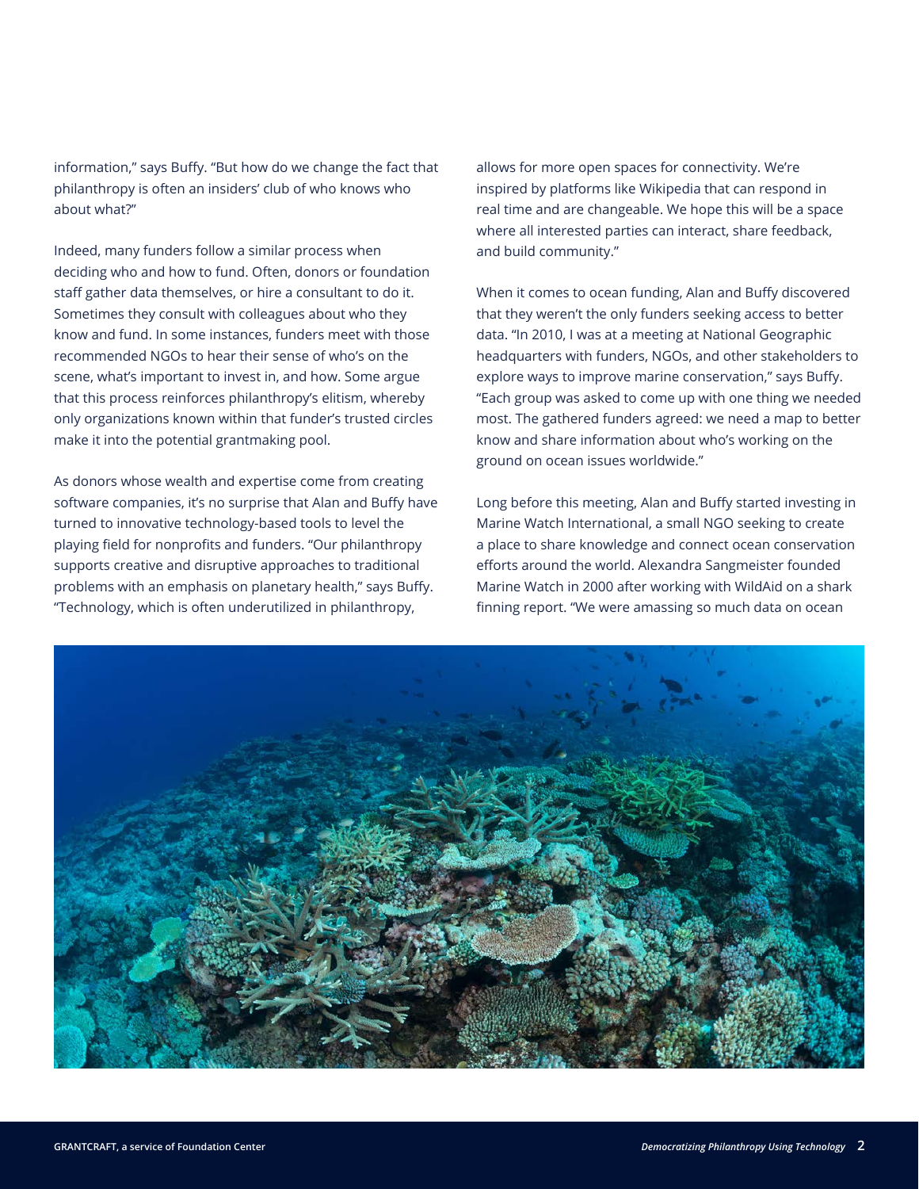information," says Buffy. "But how do we change the fact that philanthropy is often an insiders' club of who knows who about what?"

Indeed, many funders follow a similar process when deciding who and how to fund. Often, donors or foundation staff gather data themselves, or hire a consultant to do it. Sometimes they consult with colleagues about who they know and fund. In some instances, funders meet with those recommended NGOs to hear their sense of who's on the scene, what's important to invest in, and how. Some argue that this process reinforces philanthropy's elitism, whereby only organizations known within that funder's trusted circles make it into the potential grantmaking pool.

As donors whose wealth and expertise come from creating software companies, it's no surprise that Alan and Buffy have turned to innovative technology-based tools to level the playing field for nonprofits and funders. "Our philanthropy supports creative and disruptive approaches to traditional problems with an emphasis on planetary health," says Buffy. "Technology, which is often underutilized in philanthropy, allows for more open spaces for connectivity. We're inspired by platforms like Wikipedia that can respond in real time and are changeable. We hope this will be a space where all interested parties can interact, share feedback, and build community."

When it comes to ocean funding, Alan and Buffy discovered that they weren't the only funders seeking access to better data. "In 2010, I was at a meeting at National Geographic headquarters with funders, NGOs, and other stakeholders to explore ways to improve marine conservation," says Buffy. "Each group was asked to come up with one thing we needed most. The gathered funders agreed: we need a map to better know and share information about who's working on the ground on ocean issues worldwide."

Long before this meeting, Alan and Buffy started investing in Marine Watch International, a small NGO seeking to create a place to share knowledge and connect ocean conservation efforts around the world. Alexandra Sangmeister founded Marine Watch in 2000 after working with WildAid on a shark finning report. "We were amassing so much data on ocean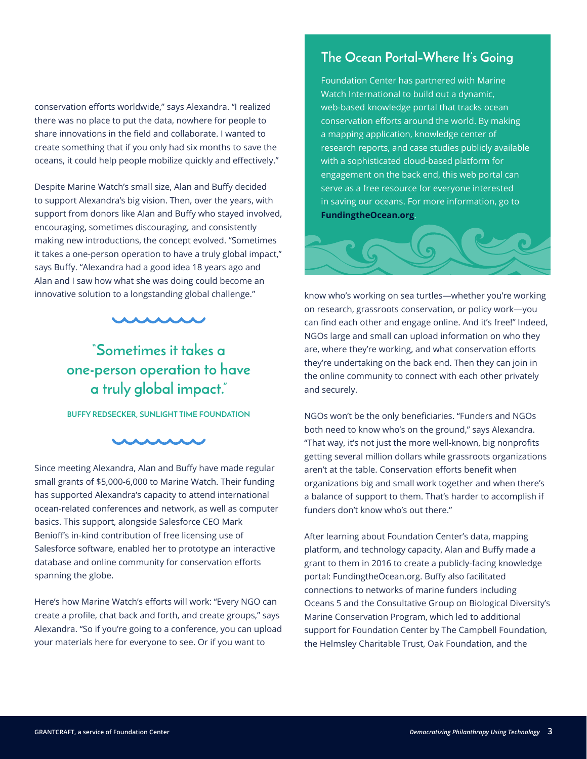conservation efforts worldwide," says Alexandra. "I realized there was no place to put the data, nowhere for people to share innovations in the field and collaborate. I wanted to create something that if you only had six months to save the oceans, it could help people mobilize quickly and effectively."

Despite Marine Watch's small size, Alan and Buffy decided to support Alexandra's big vision. Then, over the years, with support from donors like Alan and Buffy who stayed involved, encouraging, sometimes discouraging, and consistently making new introductions, the concept evolved. "Sometimes it takes a one-person operation to have a truly global impact," says Buffy. "Alexandra had a good idea 18 years ago and Alan and I saw how what she was doing could become an innovative solution to a longstanding global challenge."

> "Sometimes it takes a one-person operation to have a truly global impact."
>
> **BUFFY REDSECKER, SUNLIGHT TIME FOUNDATION**

Since meeting Alexandra, Alan and Buffy have made regular small grants of $5,000-6,000 to Marine Watch. Their funding has supported Alexandra's capacity to attend international ocean-related conferences and network, as well as computer basics. This support, alongside Salesforce CEO Mark Benioff's in-kind contribution of free licensing use of Salesforce software, enabled her to prototype an interactive database and online community for conservation efforts spanning the globe.

Here's how Marine Watch's efforts will work: "Every NGO can create a profile, chat back and forth, and create groups," says Alexandra. "So if you're going to a conference, you can upload your materials here for everyone to see. Or if you want to know who's working on sea turtles—whether you're working on research, grassroots conservation, or policy work—you can find each other and engage online. And it's free!" Indeed, NGOs large and small can upload information on who they are, where they're working, and what conservation efforts they're undertaking on the back end. Then they can join in the online community to connect with each other privately and securely.

NGOs won't be the only beneficiaries. "Funders and NGOs both need to know who's on the ground," says Alexandra. "That way, it's not just the more well-known, big nonprofits getting several million dollars while grassroots organizations aren't at the table. Conservation efforts benefit when organizations big and small work together and when there's a balance of support to them. That's harder to accomplish if funders don't know who's out there."

After learning about Foundation Center's data, mapping platform, and technology capacity, Alan and Buffy made a grant to them in 2016 to create a publicly-facing knowledge portal: FundingtheOcean.org. Buffy also facilitated connections to networks of marine funders including Oceans 5 and the Consultative Group on Biological Diversity's Marine Conservation Program, which led to additional support for Foundation Center by The Campbell Foundation, the Helmsley Charitable Trust, Oak Foundation, and the

## The Ocean Portal–Where It's Going

Foundation Center has partnered with Marine Watch International to build out a dynamic, web-based knowledge portal that tracks ocean conservation efforts around the world. By making a mapping application, knowledge center of research reports, and case studies publicly available with a sophisticated cloud-based platform for engagement on the back end, this web portal can serve as a free resource for everyone interested in saving our oceans. For more information, go to **FundingtheOcean.org**.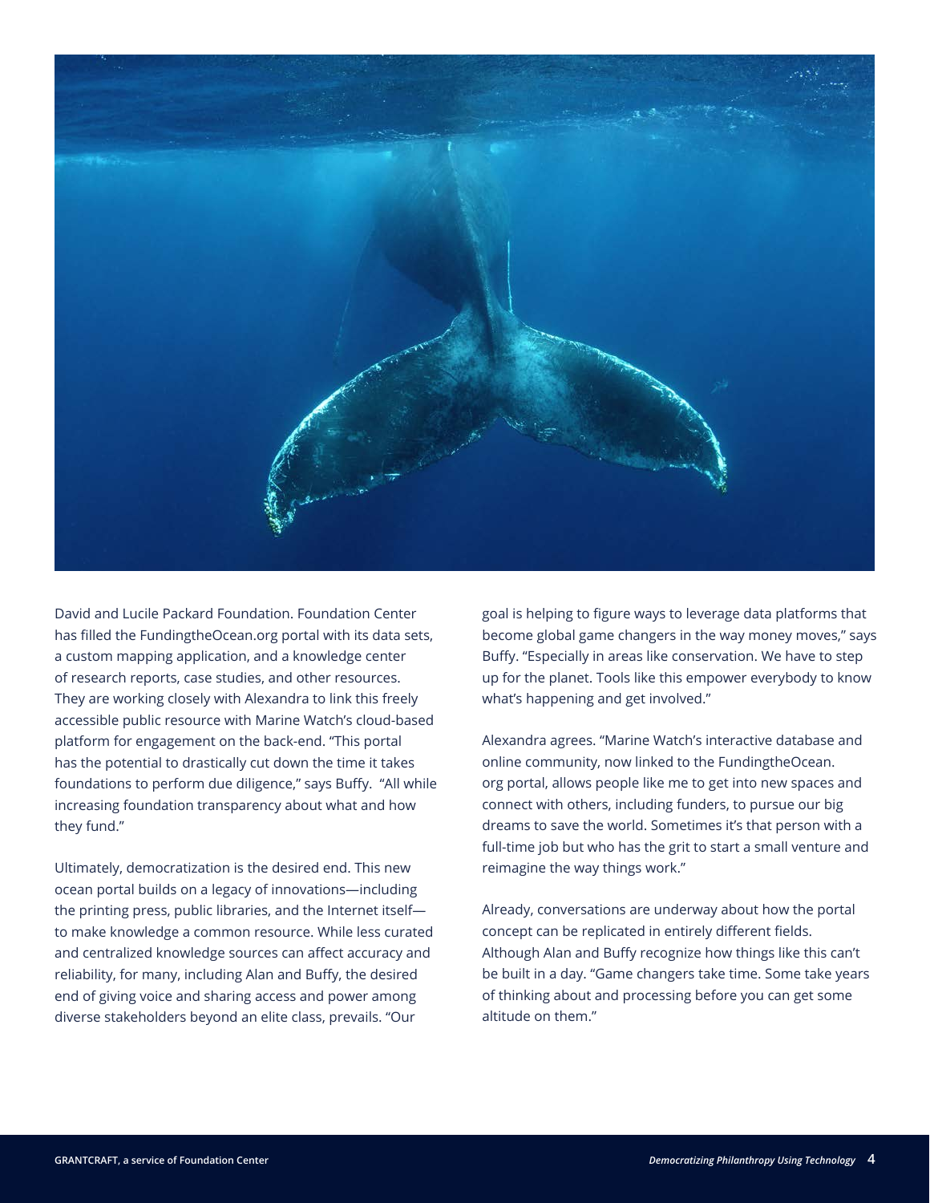David and Lucile Packard Foundation. Foundation Center has filled the FundingtheOcean.org portal with its data sets, a custom mapping application, and a knowledge center of research reports, case studies, and other resources. They are working closely with Alexandra to link this freely accessible public resource with Marine Watch's cloud-based platform for engagement on the back-end. "This portal has the potential to drastically cut down the time it takes foundations to perform due diligence," says Buffy. "All while increasing foundation transparency about what and how they fund."

Ultimately, democratization is the desired end. This new ocean portal builds on a legacy of innovations—including the printing press, public libraries, and the Internet itself—to make knowledge a common resource. While less curated and centralized knowledge sources can affect accuracy and reliability, for many, including Alan and Buffy, the desired end of giving voice and sharing access and power among diverse stakeholders beyond an elite class, prevails. "Our goal is helping to figure ways to leverage data platforms that become global game changers in the way money moves," says Buffy. "Especially in areas like conservation. We have to step up for the planet. Tools like this empower everybody to know what's happening and get involved."

Alexandra agrees. "Marine Watch's interactive database and online community, now linked to the FundingtheOcean.org portal, allows people like me to get into new spaces and connect with others, including funders, to pursue our big dreams to save the world. Sometimes it's that person with a full-time job but who has the grit to start a small venture and reimagine the way things work."

Already, conversations are underway about how the portal concept can be replicated in entirely different fields. Although Alan and Buffy recognize how things like this can't be built in a day. "Game changers take time. Some take years of thinking about and processing before you can get some altitude on them."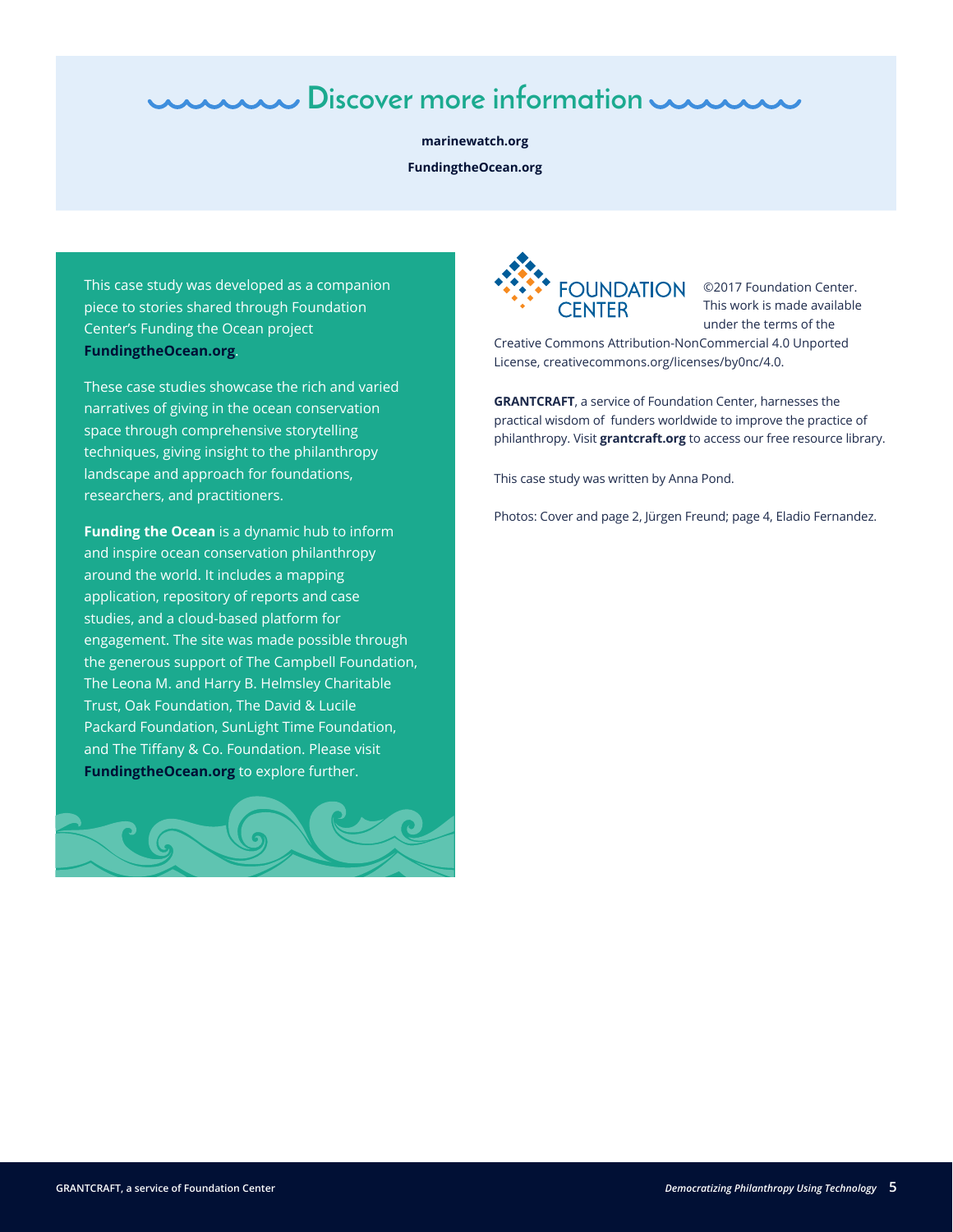## Discover more information

**marinewatch.org**

**FundingtheOcean.org**

This case study was developed as a companion piece to stories shared through Foundation Center's Funding the Ocean project **FundingtheOcean.org**.

These case studies showcase the rich and varied narratives of giving in the ocean conservation space through comprehensive storytelling techniques, giving insight to the philanthropy landscape and approach for foundations, researchers, and practitioners.

**Funding the Ocean** is a dynamic hub to inform and inspire ocean conservation philanthropy around the world. It includes a mapping application, repository of reports and case studies, and a cloud-based platform for engagement. The site was made possible through the generous support of The Campbell Foundation, The Leona M. and Harry B. Helmsley Charitable Trust, Oak Foundation, The David & Lucile Packard Foundation, SunLight Time Foundation, and The Tiffany & Co. Foundation. Please visit **FundingtheOcean.org** to explore further.

FOUNDATION CENTER

©2017 Foundation Center. This work is made available under the terms of the Creative Commons Attribution-NonCommercial 4.0 Unported License, creativecommons.org/licenses/by0nc/4.0.

**GRANTCRAFT**, a service of Foundation Center, harnesses the practical wisdom of funders worldwide to improve the practice of philanthropy. Visit **grantcraft.org** to access our free resource library.

This case study was written by Anna Pond.

Photos: Cover and page 2, Jürgen Freund; page 4, Eladio Fernandez.